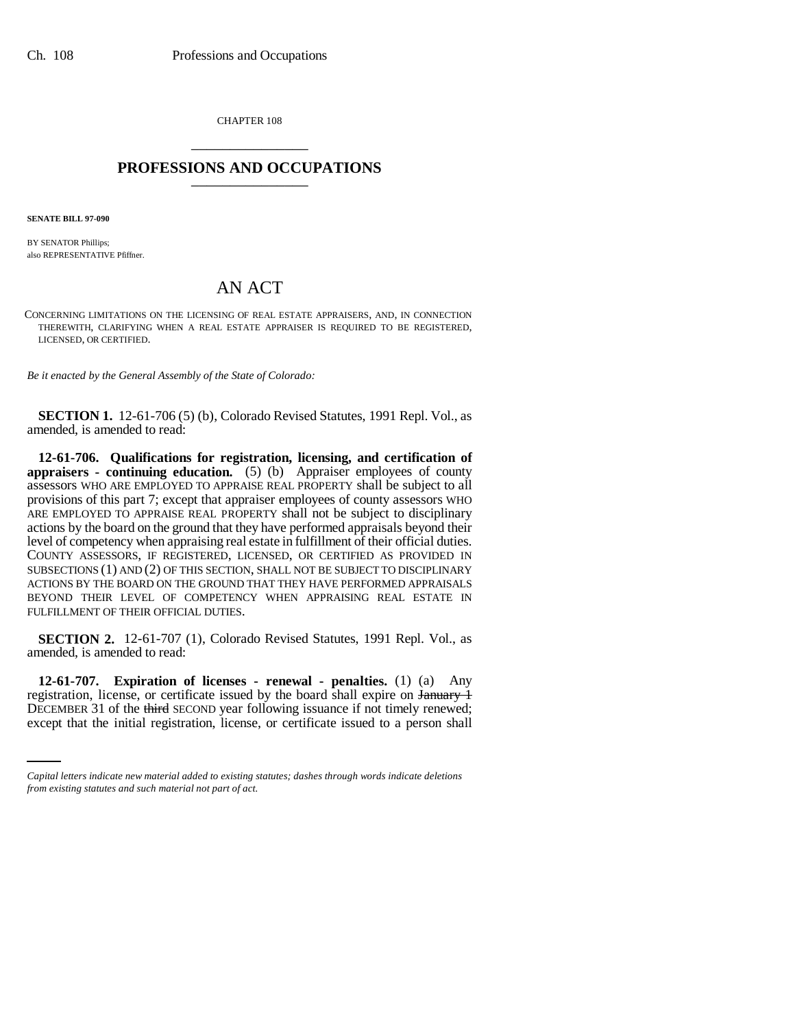CHAPTER 108

# PROFESSIONS AND OCCUPATIONS

**SENATE BILL 97-090**

BY SENATOR Phillips;
also REPRESENTATIVE Pfiffner.

# AN ACT

CONCERNING LIMITATIONS ON THE LICENSING OF REAL ESTATE APPRAISERS, AND, IN CONNECTION THEREWITH, CLARIFYING WHEN A REAL ESTATE APPRAISER IS REQUIRED TO BE REGISTERED, LICENSED, OR CERTIFIED.

*Be it enacted by the General Assembly of the State of Colorado:*

**SECTION 1.** 12-61-706 (5) (b), Colorado Revised Statutes, 1991 Repl. Vol., as amended, is amended to read:

**12-61-706. Qualifications for registration, licensing, and certification of appraisers - continuing education.** (5) (b) Appraiser employees of county assessors WHO ARE EMPLOYED TO APPRAISE REAL PROPERTY shall be subject to all provisions of this part 7; except that appraiser employees of county assessors WHO ARE EMPLOYED TO APPRAISE REAL PROPERTY shall not be subject to disciplinary actions by the board on the ground that they have performed appraisals beyond their level of competency when appraising real estate in fulfillment of their official duties. COUNTY ASSESSORS, IF REGISTERED, LICENSED, OR CERTIFIED AS PROVIDED IN SUBSECTIONS (1) AND (2) OF THIS SECTION, SHALL NOT BE SUBJECT TO DISCIPLINARY ACTIONS BY THE BOARD ON THE GROUND THAT THEY HAVE PERFORMED APPRAISALS BEYOND THEIR LEVEL OF COMPETENCY WHEN APPRAISING REAL ESTATE IN FULFILLMENT OF THEIR OFFICIAL DUTIES.

**SECTION 2.** 12-61-707 (1), Colorado Revised Statutes, 1991 Repl. Vol., as amended, is amended to read:

**12-61-707. Expiration of licenses - renewal - penalties.** (1) (a) Any registration, license, or certificate issued by the board shall expire on ~~January 1~~ DECEMBER 31 of the ~~third~~ SECOND year following issuance if not timely renewed; except that the initial registration, license, or certificate issued to a person shall

*Capital letters indicate new material added to existing statutes; dashes through words indicate deletions from existing statutes and such material not part of act.*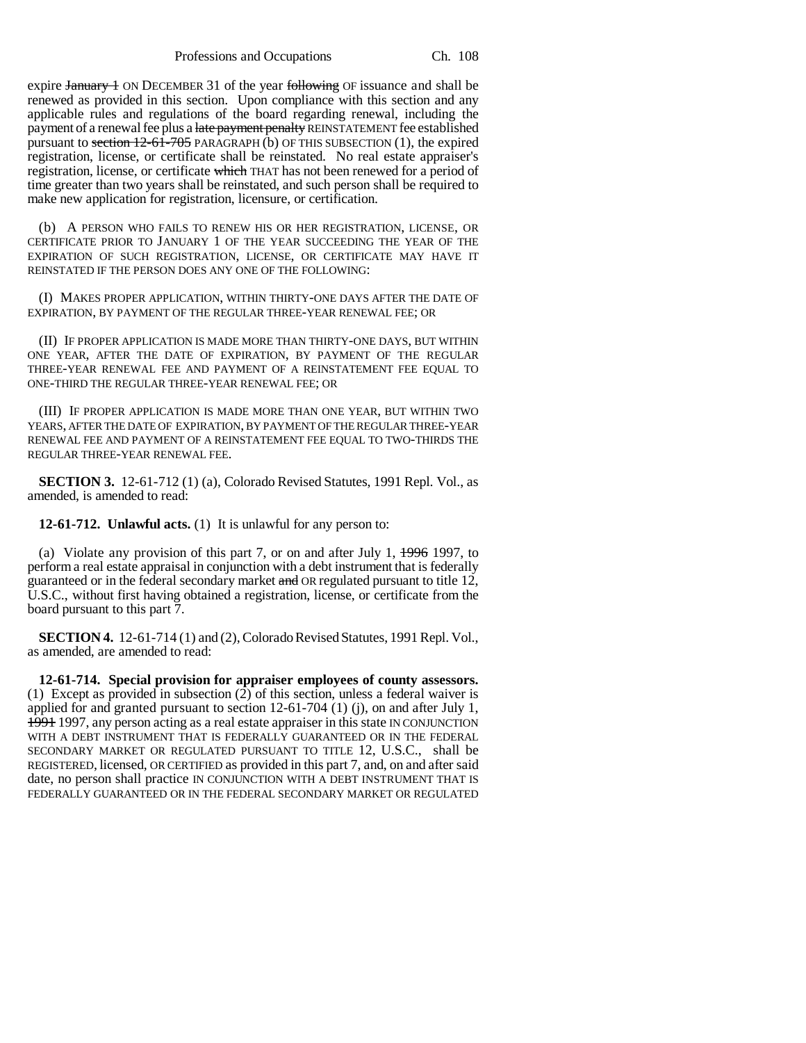expire ~~January 1~~ ON DECEMBER 31 of the year ~~following~~ OF issuance and shall be renewed as provided in this section. Upon compliance with this section and any applicable rules and regulations of the board regarding renewal, including the payment of a renewal fee plus a ~~late payment penalty~~ REINSTATEMENT fee established pursuant to ~~section 12-61-705~~ PARAGRAPH (b) OF THIS SUBSECTION (1), the expired registration, license, or certificate shall be reinstated. No real estate appraiser's registration, license, or certificate ~~which~~ THAT has not been renewed for a period of time greater than two years shall be reinstated, and such person shall be required to make new application for registration, licensure, or certification.

(b) A PERSON WHO FAILS TO RENEW HIS OR HER REGISTRATION, LICENSE, OR CERTIFICATE PRIOR TO JANUARY 1 OF THE YEAR SUCCEEDING THE YEAR OF THE EXPIRATION OF SUCH REGISTRATION, LICENSE, OR CERTIFICATE MAY HAVE IT REINSTATED IF THE PERSON DOES ANY ONE OF THE FOLLOWING:

(I) MAKES PROPER APPLICATION, WITHIN THIRTY-ONE DAYS AFTER THE DATE OF EXPIRATION, BY PAYMENT OF THE REGULAR THREE-YEAR RENEWAL FEE; OR

(II) IF PROPER APPLICATION IS MADE MORE THAN THIRTY-ONE DAYS, BUT WITHIN ONE YEAR, AFTER THE DATE OF EXPIRATION, BY PAYMENT OF THE REGULAR THREE-YEAR RENEWAL FEE AND PAYMENT OF A REINSTATEMENT FEE EQUAL TO ONE-THIRD THE REGULAR THREE-YEAR RENEWAL FEE; OR

(III) IF PROPER APPLICATION IS MADE MORE THAN ONE YEAR, BUT WITHIN TWO YEARS, AFTER THE DATE OF EXPIRATION, BY PAYMENT OF THE REGULAR THREE-YEAR RENEWAL FEE AND PAYMENT OF A REINSTATEMENT FEE EQUAL TO TWO-THIRDS THE REGULAR THREE-YEAR RENEWAL FEE.

**SECTION 3.** 12-61-712 (1) (a), Colorado Revised Statutes, 1991 Repl. Vol., as amended, is amended to read:

**12-61-712. Unlawful acts.** (1) It is unlawful for any person to:

(a) Violate any provision of this part 7, or on and after July 1, ~~1996~~ 1997, to perform a real estate appraisal in conjunction with a debt instrument that is federally guaranteed or in the federal secondary market ~~and~~ OR regulated pursuant to title 12, U.S.C., without first having obtained a registration, license, or certificate from the board pursuant to this part 7.

**SECTION 4.** 12-61-714 (1) and (2), Colorado Revised Statutes, 1991 Repl. Vol., as amended, are amended to read:

**12-61-714. Special provision for appraiser employees of county assessors.** (1) Except as provided in subsection (2) of this section, unless a federal waiver is applied for and granted pursuant to section 12-61-704 (1) (j), on and after July 1, ~~1991~~ 1997, any person acting as a real estate appraiser in this state IN CONJUNCTION WITH A DEBT INSTRUMENT THAT IS FEDERALLY GUARANTEED OR IN THE FEDERAL SECONDARY MARKET OR REGULATED PURSUANT TO TITLE 12, U.S.C., shall be REGISTERED, licensed, OR CERTIFIED as provided in this part 7, and, on and after said date, no person shall practice IN CONJUNCTION WITH A DEBT INSTRUMENT THAT IS FEDERALLY GUARANTEED OR IN THE FEDERAL SECONDARY MARKET OR REGULATED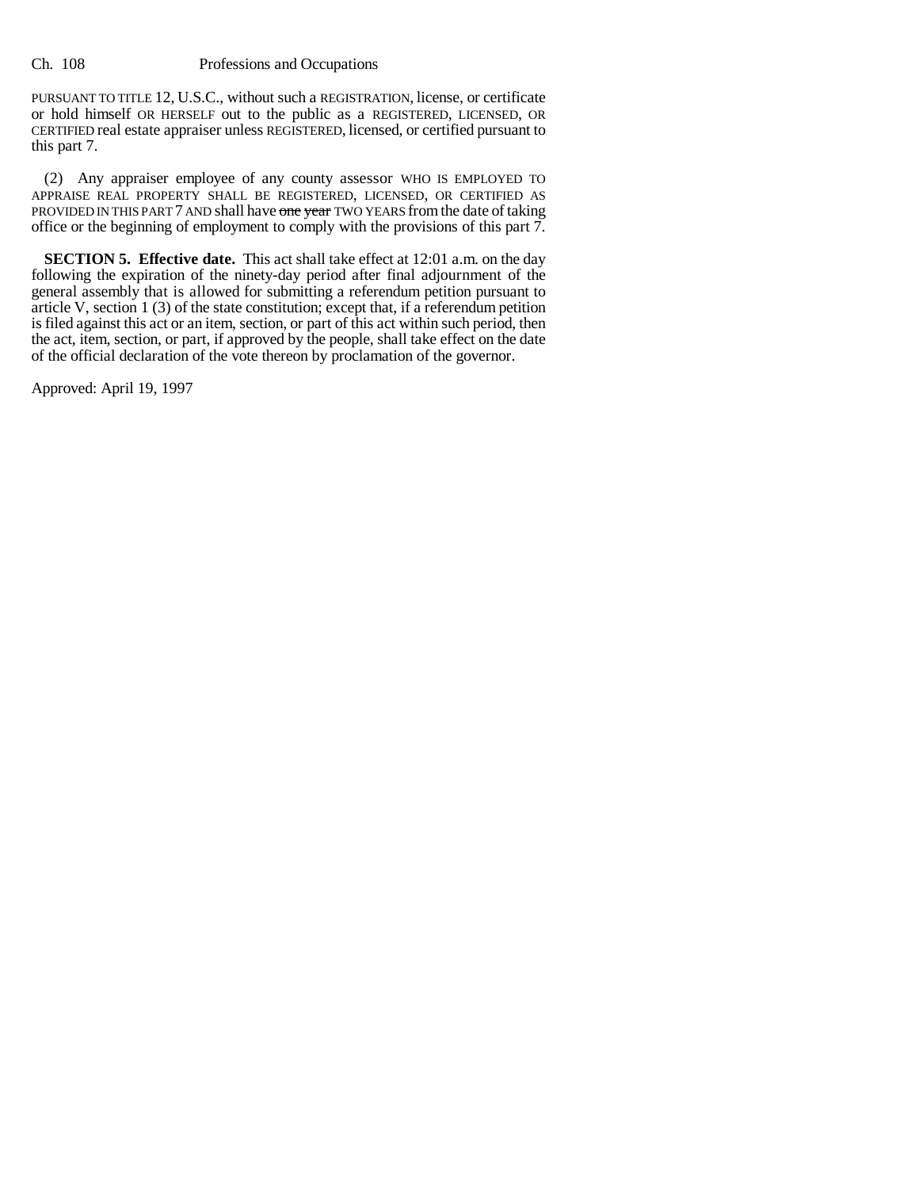PURSUANT TO TITLE 12, U.S.C., without such a REGISTRATION, license, or certificate or hold himself OR HERSELF out to the public as a REGISTERED, LICENSED, OR CERTIFIED real estate appraiser unless REGISTERED, licensed, or certified pursuant to this part 7.

(2) Any appraiser employee of any county assessor WHO IS EMPLOYED TO APPRAISE REAL PROPERTY SHALL BE REGISTERED, LICENSED, OR CERTIFIED AS PROVIDED IN THIS PART 7 AND shall have ~~one year~~ TWO YEARS from the date of taking office or the beginning of employment to comply with the provisions of this part 7.

**SECTION 5. Effective date.** This act shall take effect at 12:01 a.m. on the day following the expiration of the ninety-day period after final adjournment of the general assembly that is allowed for submitting a referendum petition pursuant to article V, section 1 (3) of the state constitution; except that, if a referendum petition is filed against this act or an item, section, or part of this act within such period, then the act, item, section, or part, if approved by the people, shall take effect on the date of the official declaration of the vote thereon by proclamation of the governor.

Approved: April 19, 1997